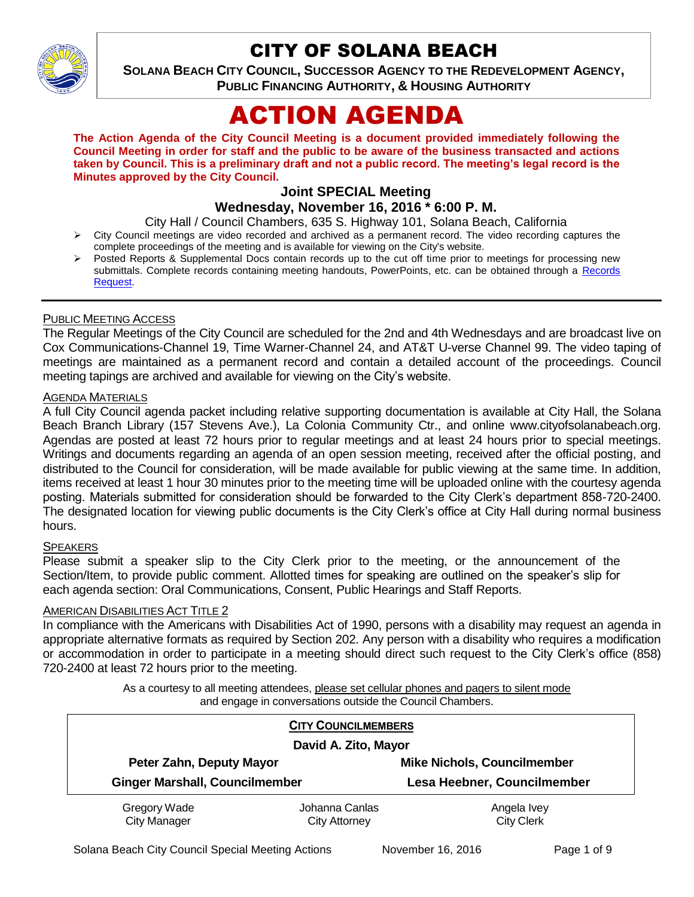# CITY OF SOLANA BEACH

**SOLANA BEACH CITY COUNCIL, SUCCESSOR AGENCY TO THE REDEVELOPMENT AGENCY, PUBLIC FINANCING AUTHORITY, & HOUSING AUTHORITY**

# ACTION AGENDA

**The Action Agenda of the City Council Meeting is a document provided immediately following the Council Meeting in order for staff and the public to be aware of the business transacted and actions taken by Council. This is a preliminary draft and not a public record. The meeting's legal record is the Minutes approved by the City Council.**

## Joint SPECIAL Meeting

## Wednesday, November 16, 2016 * 6:00 P. M.

City Hall / Council Chambers, 635 S. Highway 101, Solana Beach, California

- City Council meetings are video recorded and archived as a permanent record. The video recording captures the complete proceedings of the meeting and is available for viewing on the City's website.
- Posted Reports & Supplemental Docs contain records up to the cut off time prior to meetings for processing new submittals. Complete records containing meeting handouts, PowerPoints, etc. can be obtained through a Records Request.

---

PUBLIC MEETING ACCESS

The Regular Meetings of the City Council are scheduled for the 2nd and 4th Wednesdays and are broadcast live on Cox Communications-Channel 19, Time Warner-Channel 24, and AT&T U-verse Channel 99. The video taping of meetings are maintained as a permanent record and contain a detailed account of the proceedings. Council meeting tapings are archived and available for viewing on the City's website.

AGENDA MATERIALS

A full City Council agenda packet including relative supporting documentation is available at City Hall, the Solana Beach Branch Library (157 Stevens Ave.), La Colonia Community Ctr., and online www.cityofsolanabeach.org. Agendas are posted at least 72 hours prior to regular meetings and at least 24 hours prior to special meetings. Writings and documents regarding an agenda of an open session meeting, received after the official posting, and distributed to the Council for consideration, will be made available for public viewing at the same time. In addition, items received at least 1 hour 30 minutes prior to the meeting time will be uploaded online with the courtesy agenda posting. Materials submitted for consideration should be forwarded to the City Clerk's department 858-720-2400. The designated location for viewing public documents is the City Clerk's office at City Hall during normal business hours.

SPEAKERS

Please submit a speaker slip to the City Clerk prior to the meeting, or the announcement of the Section/Item, to provide public comment. Allotted times for speaking are outlined on the speaker's slip for each agenda section: Oral Communications, Consent, Public Hearings and Staff Reports.

AMERICAN DISABILITIES ACT TITLE 2

In compliance with the Americans with Disabilities Act of 1990, persons with a disability may request an agenda in appropriate alternative formats as required by Section 202. Any person with a disability who requires a modification or accommodation in order to participate in a meeting should direct such request to the City Clerk's office (858) 720-2400 at least 72 hours prior to the meeting.

As a courtesy to all meeting attendees, please set cellular phones and pagers to silent mode and engage in conversations outside the Council Chambers.

**CITY COUNCILMEMBERS**

**David A. Zito, Mayor**

| | |
|---|---|
| **Peter Zahn, Deputy Mayor** | **Mike Nichols, Councilmember** |
| **Ginger Marshall, Councilmember** | **Lesa Heebner, Councilmember** |

| | | |
|---|---|---|
| Gregory Wade<br>City Manager | Johanna Canlas<br>City Attorney | Angela Ivey<br>City Clerk |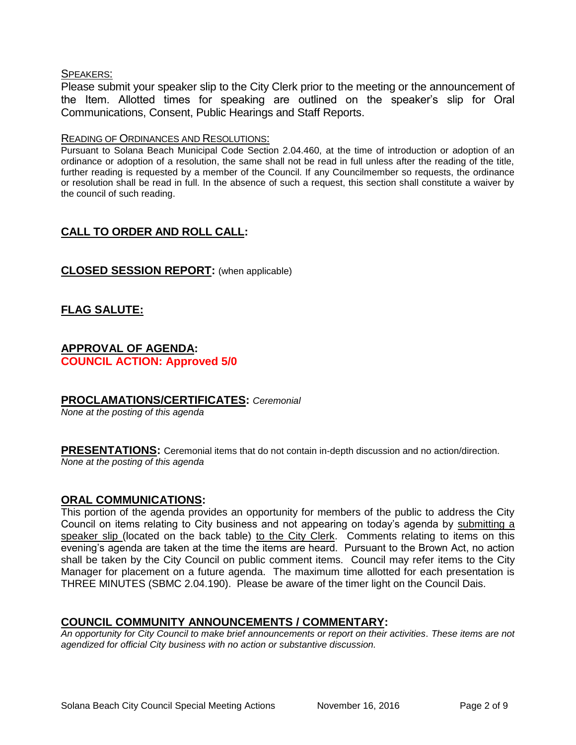SPEAKERS:

Please submit your speaker slip to the City Clerk prior to the meeting or the announcement of the Item. Allotted times for speaking are outlined on the speaker's slip for Oral Communications, Consent, Public Hearings and Staff Reports.

READING OF ORDINANCES AND RESOLUTIONS:

Pursuant to Solana Beach Municipal Code Section 2.04.460, at the time of introduction or adoption of an ordinance or adoption of a resolution, the same shall not be read in full unless after the reading of the title, further reading is requested by a member of the Council. If any Councilmember so requests, the ordinance or resolution shall be read in full. In the absence of such a request, this section shall constitute a waiver by the council of such reading.

## CALL TO ORDER AND ROLL CALL:

## CLOSED SESSION REPORT: (when applicable)

## FLAG SALUTE:

## APPROVAL OF AGENDA:

**COUNCIL ACTION: Approved 5/0**

## PROCLAMATIONS/CERTIFICATES: *Ceremonial*

*None at the posting of this agenda*

## PRESENTATIONS: Ceremonial items that do not contain in-depth discussion and no action/direction.

*None at the posting of this agenda*

## ORAL COMMUNICATIONS:

This portion of the agenda provides an opportunity for members of the public to address the City Council on items relating to City business and not appearing on today's agenda by submitting a speaker slip (located on the back table) to the City Clerk. Comments relating to items on this evening's agenda are taken at the time the items are heard. Pursuant to the Brown Act, no action shall be taken by the City Council on public comment items. Council may refer items to the City Manager for placement on a future agenda. The maximum time allotted for each presentation is THREE MINUTES (SBMC 2.04.190). Please be aware of the timer light on the Council Dais.

## COUNCIL COMMUNITY ANNOUNCEMENTS / COMMENTARY:

*An opportunity for City Council to make brief announcements or report on their activities. These items are not agendized for official City business with no action or substantive discussion.*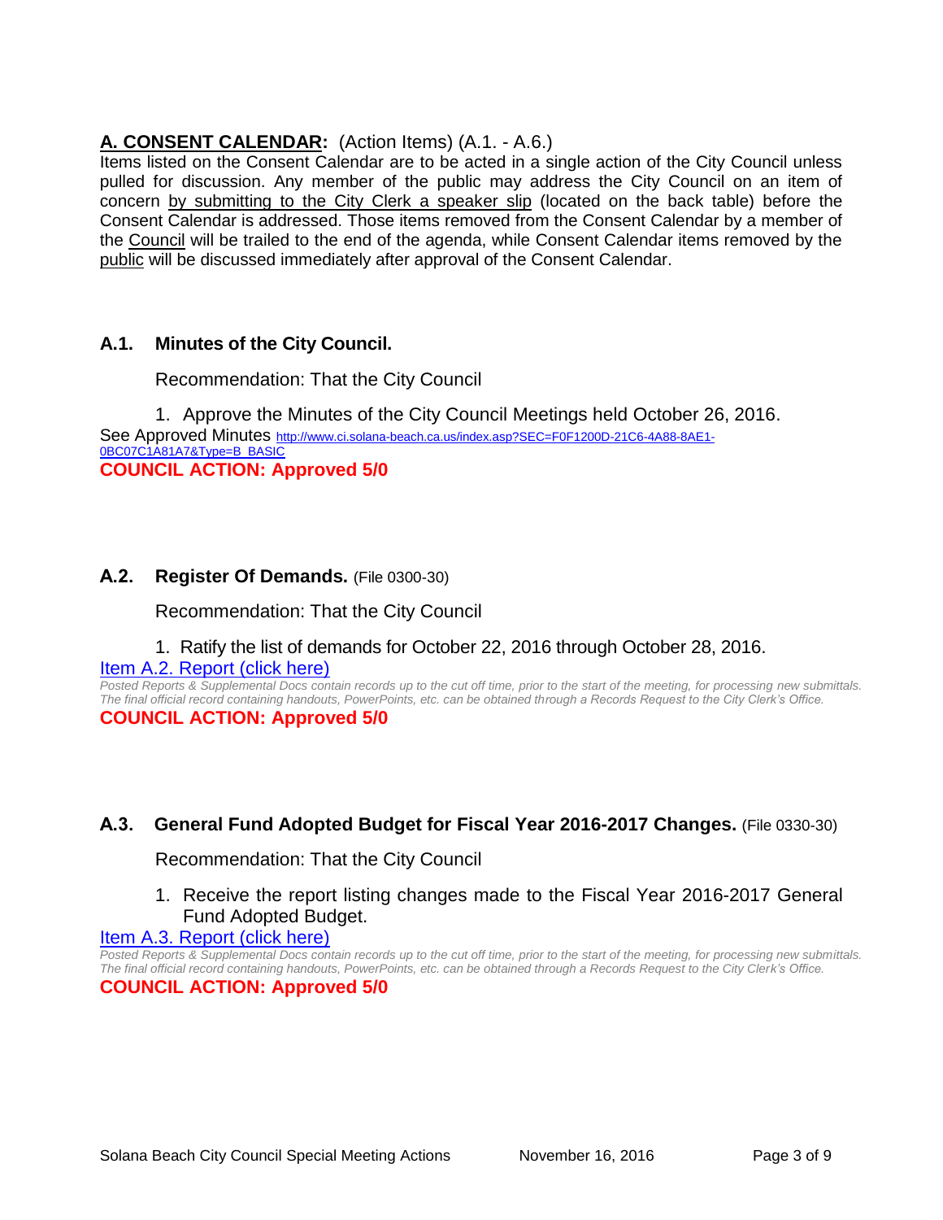## **A. CONSENT CALENDAR:** (Action Items) (A.1. - A.6.)

Items listed on the Consent Calendar are to be acted in a single action of the City Council unless pulled for discussion. Any member of the public may address the City Council on an item of concern by submitting to the City Clerk a speaker slip (located on the back table) before the Consent Calendar is addressed. Those items removed from the Consent Calendar by a member of the Council will be trailed to the end of the agenda, while Consent Calendar items removed by the public will be discussed immediately after approval of the Consent Calendar.

### **A.1. Minutes of the City Council.**

Recommendation: That the City Council

1. Approve the Minutes of the City Council Meetings held October 26, 2016.

See Approved Minutes http://www.ci.solana-beach.ca.us/index.asp?SEC=F0F1200D-21C6-4A88-8AE1-0BC07C1A81A7&Type=B_BASIC

**COUNCIL ACTION: Approved 5/0**

### **A.2. Register Of Demands.** (File 0300-30)

Recommendation: That the City Council

1. Ratify the list of demands for October 22, 2016 through October 28, 2016.

Item A.2. Report (click here)

*Posted Reports & Supplemental Docs contain records up to the cut off time, prior to the start of the meeting, for processing new submittals. The final official record containing handouts, PowerPoints, etc. can be obtained through a Records Request to the City Clerk's Office.*

**COUNCIL ACTION: Approved 5/0**

### **A.3. General Fund Adopted Budget for Fiscal Year 2016-2017 Changes.** (File 0330-30)

Recommendation: That the City Council

1. Receive the report listing changes made to the Fiscal Year 2016-2017 General Fund Adopted Budget.

Item A.3. Report (click here)

*Posted Reports & Supplemental Docs contain records up to the cut off time, prior to the start of the meeting, for processing new submittals. The final official record containing handouts, PowerPoints, etc. can be obtained through a Records Request to the City Clerk's Office.*

**COUNCIL ACTION: Approved 5/0**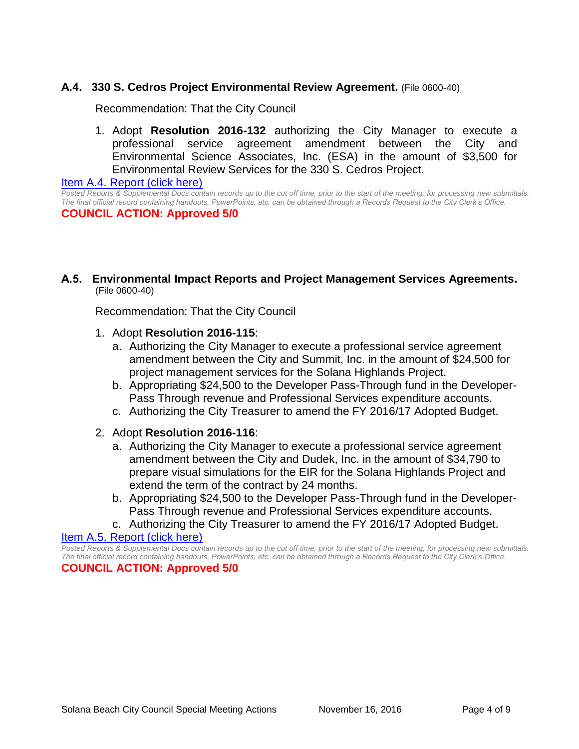### A.4. 330 S. Cedros Project Environmental Review Agreement. (File 0600-40)

Recommendation: That the City Council

1. Adopt **Resolution 2016-132** authorizing the City Manager to execute a professional service agreement amendment between the City and Environmental Science Associates, Inc. (ESA) in the amount of $3,500 for Environmental Review Services for the 330 S. Cedros Project.

[Item A.4. Report (click here)]

*Posted Reports & Supplemental Docs contain records up to the cut off time, prior to the start of the meeting, for processing new submittals. The final official record containing handouts, PowerPoints, etc. can be obtained through a Records Request to the City Clerk's Office.*

**COUNCIL ACTION: Approved 5/0**

### A.5. Environmental Impact Reports and Project Management Services Agreements. (File 0600-40)

Recommendation: That the City Council

1. Adopt **Resolution 2016-115**:
   a. Authorizing the City Manager to execute a professional service agreement amendment between the City and Summit, Inc. in the amount of $24,500 for project management services for the Solana Highlands Project.
   b. Appropriating $24,500 to the Developer Pass-Through fund in the Developer-Pass Through revenue and Professional Services expenditure accounts.
   c. Authorizing the City Treasurer to amend the FY 2016/17 Adopted Budget.

2. Adopt **Resolution 2016-116**:
   a. Authorizing the City Manager to execute a professional service agreement amendment between the City and Dudek, Inc. in the amount of $34,790 to prepare visual simulations for the EIR for the Solana Highlands Project and extend the term of the contract by 24 months.
   b. Appropriating $24,500 to the Developer Pass-Through fund in the Developer-Pass Through revenue and Professional Services expenditure accounts.
   c. Authorizing the City Treasurer to amend the FY 2016/17 Adopted Budget.

[Item A.5. Report (click here)]

*Posted Reports & Supplemental Docs contain records up to the cut off time, prior to the start of the meeting, for processing new submittals. The final official record containing handouts, PowerPoints, etc. can be obtained through a Records Request to the City Clerk's Office.*

**COUNCIL ACTION: Approved 5/0**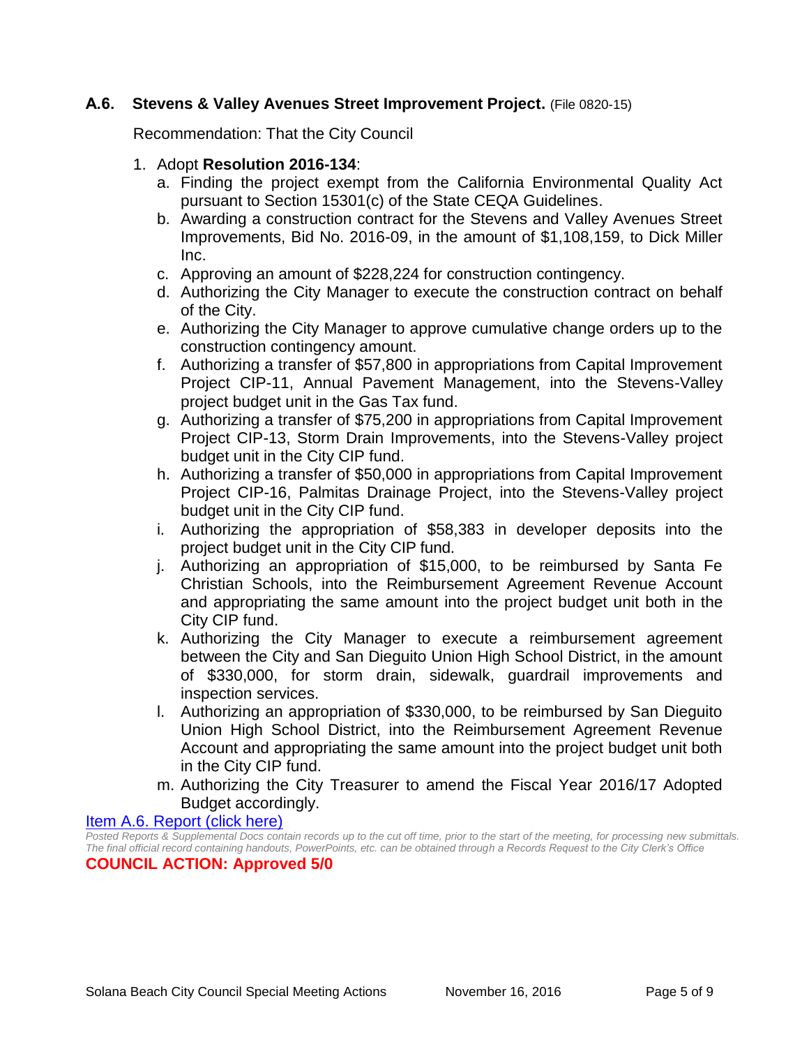### A.6. Stevens & Valley Avenues Street Improvement Project. (File 0820-15)

Recommendation: That the City Council

1. Adopt **Resolution 2016-134**:
   a. Finding the project exempt from the California Environmental Quality Act pursuant to Section 15301(c) of the State CEQA Guidelines.
   b. Awarding a construction contract for the Stevens and Valley Avenues Street Improvements, Bid No. 2016-09, in the amount of $1,108,159, to Dick Miller Inc.
   c. Approving an amount of $228,224 for construction contingency.
   d. Authorizing the City Manager to execute the construction contract on behalf of the City.
   e. Authorizing the City Manager to approve cumulative change orders up to the construction contingency amount.
   f. Authorizing a transfer of $57,800 in appropriations from Capital Improvement Project CIP-11, Annual Pavement Management, into the Stevens-Valley project budget unit in the Gas Tax fund.
   g. Authorizing a transfer of $75,200 in appropriations from Capital Improvement Project CIP-13, Storm Drain Improvements, into the Stevens-Valley project budget unit in the City CIP fund.
   h. Authorizing a transfer of $50,000 in appropriations from Capital Improvement Project CIP-16, Palmitas Drainage Project, into the Stevens-Valley project budget unit in the City CIP fund.
   i. Authorizing the appropriation of $58,383 in developer deposits into the project budget unit in the City CIP fund.
   j. Authorizing an appropriation of $15,000, to be reimbursed by Santa Fe Christian Schools, into the Reimbursement Agreement Revenue Account and appropriating the same amount into the project budget unit both in the City CIP fund.
   k. Authorizing the City Manager to execute a reimbursement agreement between the City and San Dieguito Union High School District, in the amount of $330,000, for storm drain, sidewalk, guardrail improvements and inspection services.
   l. Authorizing an appropriation of $330,000, to be reimbursed by San Dieguito Union High School District, into the Reimbursement Agreement Revenue Account and appropriating the same amount into the project budget unit both in the City CIP fund.
   m. Authorizing the City Treasurer to amend the Fiscal Year 2016/17 Adopted Budget accordingly.

Item A.6. Report (click here)

*Posted Reports & Supplemental Docs contain records up to the cut off time, prior to the start of the meeting, for processing new submittals. The final official record containing handouts, PowerPoints, etc. can be obtained through a Records Request to the City Clerk's Office*

**COUNCIL ACTION: Approved 5/0**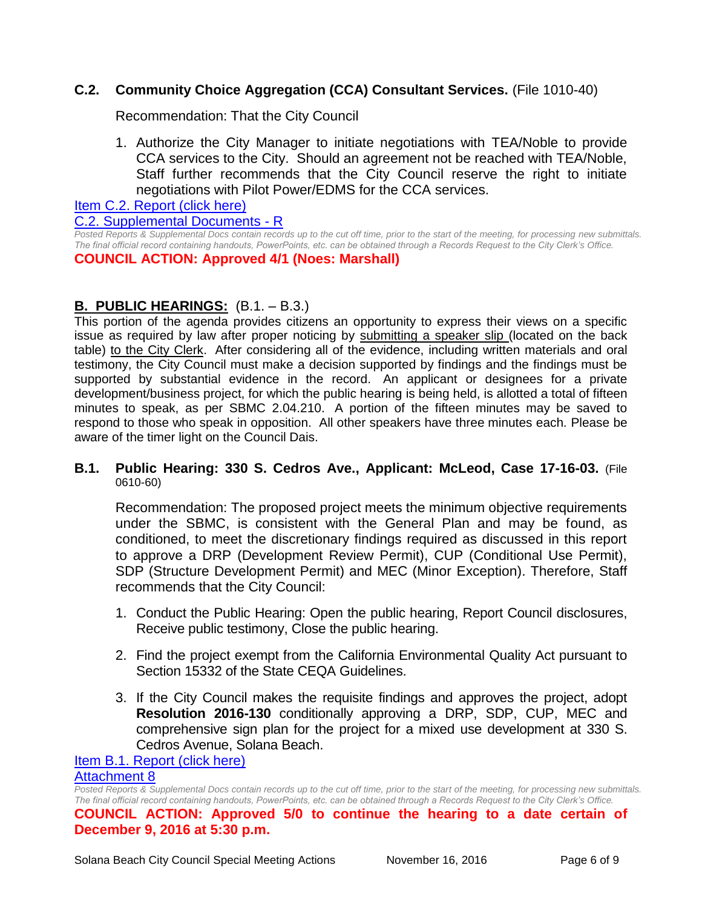### C.2. Community Choice Aggregation (CCA) Consultant Services. (File 1010-40)

Recommendation: That the City Council

1. Authorize the City Manager to initiate negotiations with TEA/Noble to provide CCA services to the City. Should an agreement not be reached with TEA/Noble, Staff further recommends that the City Council reserve the right to initiate negotiations with Pilot Power/EDMS for the CCA services.

[Item C.2. Report (click here)]

[C.2. Supplemental Documents - R]

*Posted Reports & Supplemental Docs contain records up to the cut off time, prior to the start of the meeting, for processing new submittals. The final official record containing handouts, PowerPoints, etc. can be obtained through a Records Request to the City Clerk's Office.*

**COUNCIL ACTION: Approved 4/1 (Noes: Marshall)**

## B. PUBLIC HEARINGS: (B.1. – B.3.)

This portion of the agenda provides citizens an opportunity to express their views on a specific issue as required by law after proper noticing by submitting a speaker slip (located on the back table) to the City Clerk. After considering all of the evidence, including written materials and oral testimony, the City Council must make a decision supported by findings and the findings must be supported by substantial evidence in the record. An applicant or designees for a private development/business project, for which the public hearing is being held, is allotted a total of fifteen minutes to speak, as per SBMC 2.04.210. A portion of the fifteen minutes may be saved to respond to those who speak in opposition. All other speakers have three minutes each. Please be aware of the timer light on the Council Dais.

### B.1. Public Hearing: 330 S. Cedros Ave., Applicant: McLeod, Case 17-16-03. (File 0610-60)

Recommendation: The proposed project meets the minimum objective requirements under the SBMC, is consistent with the General Plan and may be found, as conditioned, to meet the discretionary findings required as discussed in this report to approve a DRP (Development Review Permit), CUP (Conditional Use Permit), SDP (Structure Development Permit) and MEC (Minor Exception). Therefore, Staff recommends that the City Council:

1. Conduct the Public Hearing: Open the public hearing, Report Council disclosures, Receive public testimony, Close the public hearing.
2. Find the project exempt from the California Environmental Quality Act pursuant to Section 15332 of the State CEQA Guidelines.
3. If the City Council makes the requisite findings and approves the project, adopt **Resolution 2016-130** conditionally approving a DRP, SDP, CUP, MEC and comprehensive sign plan for the project for a mixed use development at 330 S. Cedros Avenue, Solana Beach.

[Item B.1. Report (click here)]

[Attachment 8]

*Posted Reports & Supplemental Docs contain records up to the cut off time, prior to the start of the meeting, for processing new submittals. The final official record containing handouts, PowerPoints, etc. can be obtained through a Records Request to the City Clerk's Office.*

**COUNCIL ACTION: Approved 5/0 to continue the hearing to a date certain of December 9, 2016 at 5:30 p.m.**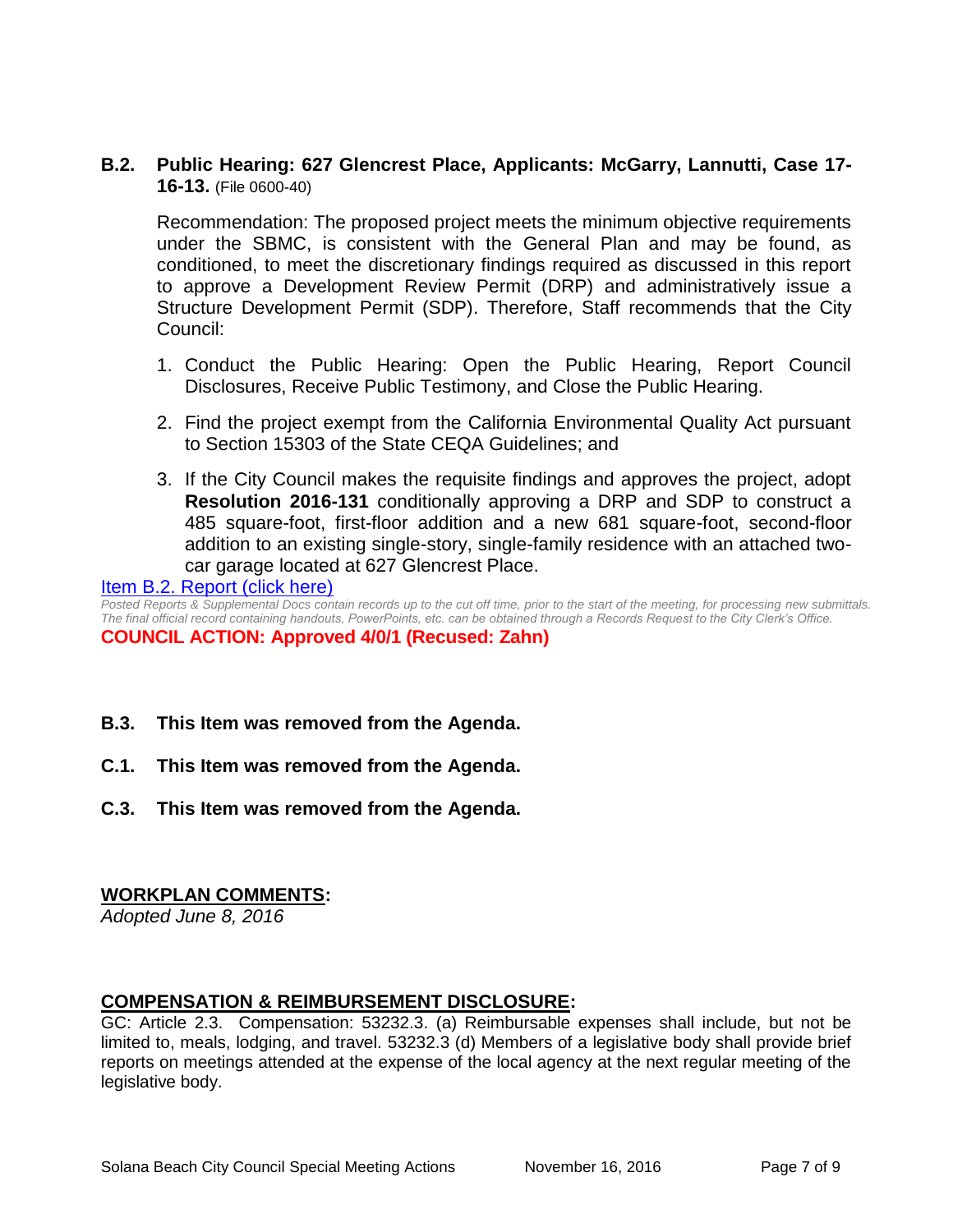**B.2. Public Hearing: 627 Glencrest Place, Applicants: McGarry, Lannutti, Case 17-16-13.** (File 0600-40)

Recommendation: The proposed project meets the minimum objective requirements under the SBMC, is consistent with the General Plan and may be found, as conditioned, to meet the discretionary findings required as discussed in this report to approve a Development Review Permit (DRP) and administratively issue a Structure Development Permit (SDP). Therefore, Staff recommends that the City Council:

1. Conduct the Public Hearing: Open the Public Hearing, Report Council Disclosures, Receive Public Testimony, and Close the Public Hearing.
2. Find the project exempt from the California Environmental Quality Act pursuant to Section 15303 of the State CEQA Guidelines; and
3. If the City Council makes the requisite findings and approves the project, adopt **Resolution 2016-131** conditionally approving a DRP and SDP to construct a 485 square-foot, first-floor addition and a new 681 square-foot, second-floor addition to an existing single-story, single-family residence with an attached two-car garage located at 627 Glencrest Place.

Item B.2. Report (click here)

*Posted Reports & Supplemental Docs contain records up to the cut off time, prior to the start of the meeting, for processing new submittals. The final official record containing handouts, PowerPoints, etc. can be obtained through a Records Request to the City Clerk's Office.*

**COUNCIL ACTION: Approved 4/0/1 (Recused: Zahn)**

**B.3. This Item was removed from the Agenda.**

**C.1. This Item was removed from the Agenda.**

**C.3. This Item was removed from the Agenda.**

## WORKPLAN COMMENTS:

*Adopted June 8, 2016*

## COMPENSATION & REIMBURSEMENT DISCLOSURE:

GC: Article 2.3. Compensation: 53232.3. (a) Reimbursable expenses shall include, but not be limited to, meals, lodging, and travel. 53232.3 (d) Members of a legislative body shall provide brief reports on meetings attended at the expense of the local agency at the next regular meeting of the legislative body.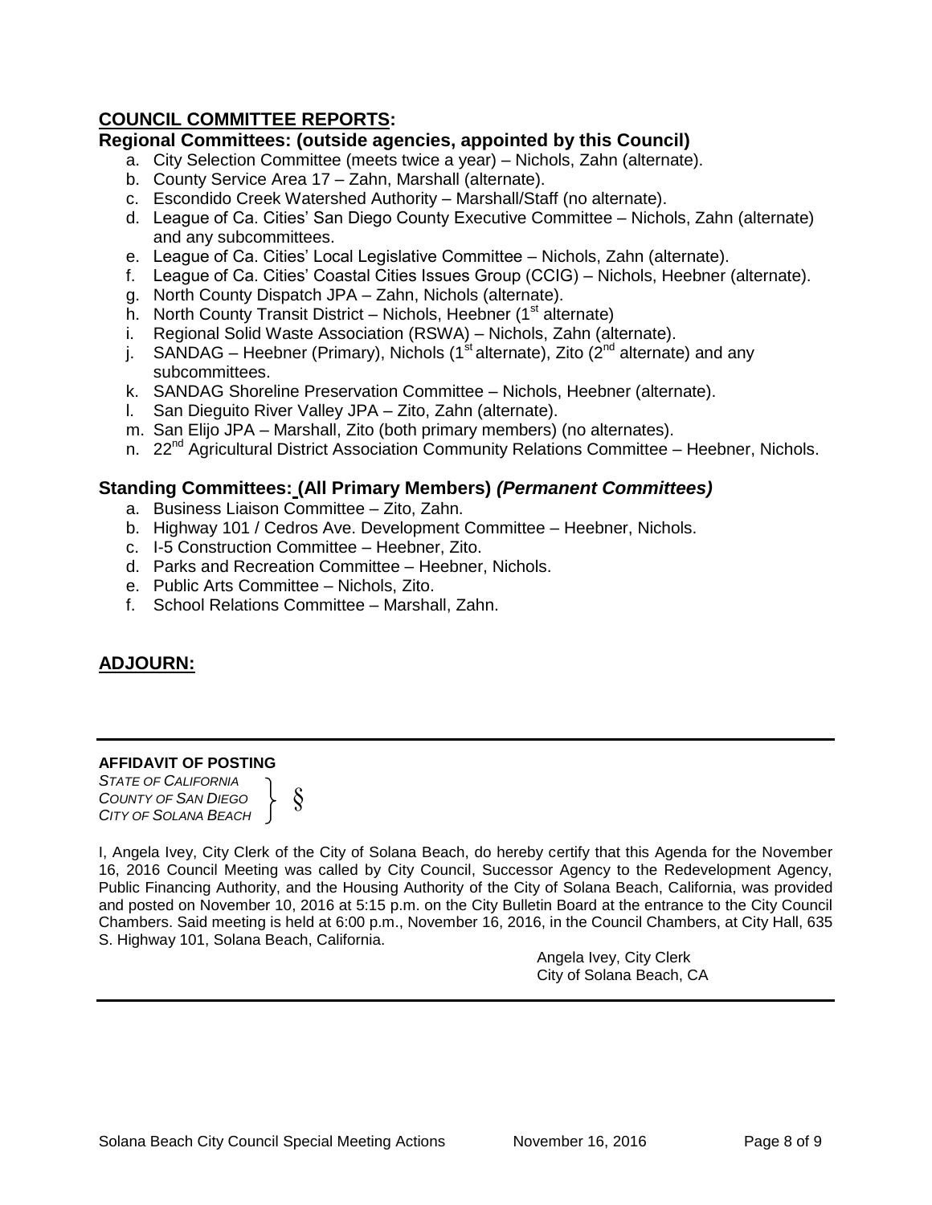## COUNCIL COMMITTEE REPORTS:

### Regional Committees: (outside agencies, appointed by this Council)

a. City Selection Committee (meets twice a year) – Nichols, Zahn (alternate).
b. County Service Area 17 – Zahn, Marshall (alternate).
c. Escondido Creek Watershed Authority – Marshall/Staff (no alternate).
d. League of Ca. Cities' San Diego County Executive Committee – Nichols, Zahn (alternate) and any subcommittees.
e. League of Ca. Cities' Local Legislative Committee – Nichols, Zahn (alternate).
f. League of Ca. Cities' Coastal Cities Issues Group (CCIG) – Nichols, Heebner (alternate).
g. North County Dispatch JPA – Zahn, Nichols (alternate).
h. North County Transit District – Nichols, Heebner (1st alternate)
i. Regional Solid Waste Association (RSWA) – Nichols, Zahn (alternate).
j. SANDAG – Heebner (Primary), Nichols (1st alternate), Zito (2nd alternate) and any subcommittees.
k. SANDAG Shoreline Preservation Committee – Nichols, Heebner (alternate).
l. San Dieguito River Valley JPA – Zito, Zahn (alternate).
m. San Elijo JPA – Marshall, Zito (both primary members) (no alternates).
n. 22nd Agricultural District Association Community Relations Committee – Heebner, Nichols.

### Standing Committees: (All Primary Members) *(Permanent Committees)*

a. Business Liaison Committee – Zito, Zahn.
b. Highway 101 / Cedros Ave. Development Committee – Heebner, Nichols.
c. I-5 Construction Committee – Heebner, Zito.
d. Parks and Recreation Committee – Heebner, Nichols.
e. Public Arts Committee – Nichols, Zito.
f. School Relations Committee – Marshall, Zahn.

## ADJOURN:

---

**AFFIDAVIT OF POSTING**

*STATE OF CALIFORNIA*
*COUNTY OF SAN DIEGO* §
*CITY OF SOLANA BEACH*

I, Angela Ivey, City Clerk of the City of Solana Beach, do hereby certify that this Agenda for the November 16, 2016 Council Meeting was called by City Council, Successor Agency to the Redevelopment Agency, Public Financing Authority, and the Housing Authority of the City of Solana Beach, California, was provided and posted on November 10, 2016 at 5:15 p.m. on the City Bulletin Board at the entrance to the City Council Chambers. Said meeting is held at 6:00 p.m., November 16, 2016, in the Council Chambers, at City Hall, 635 S. Highway 101, Solana Beach, California.

Angela Ivey, City Clerk
City of Solana Beach, CA

---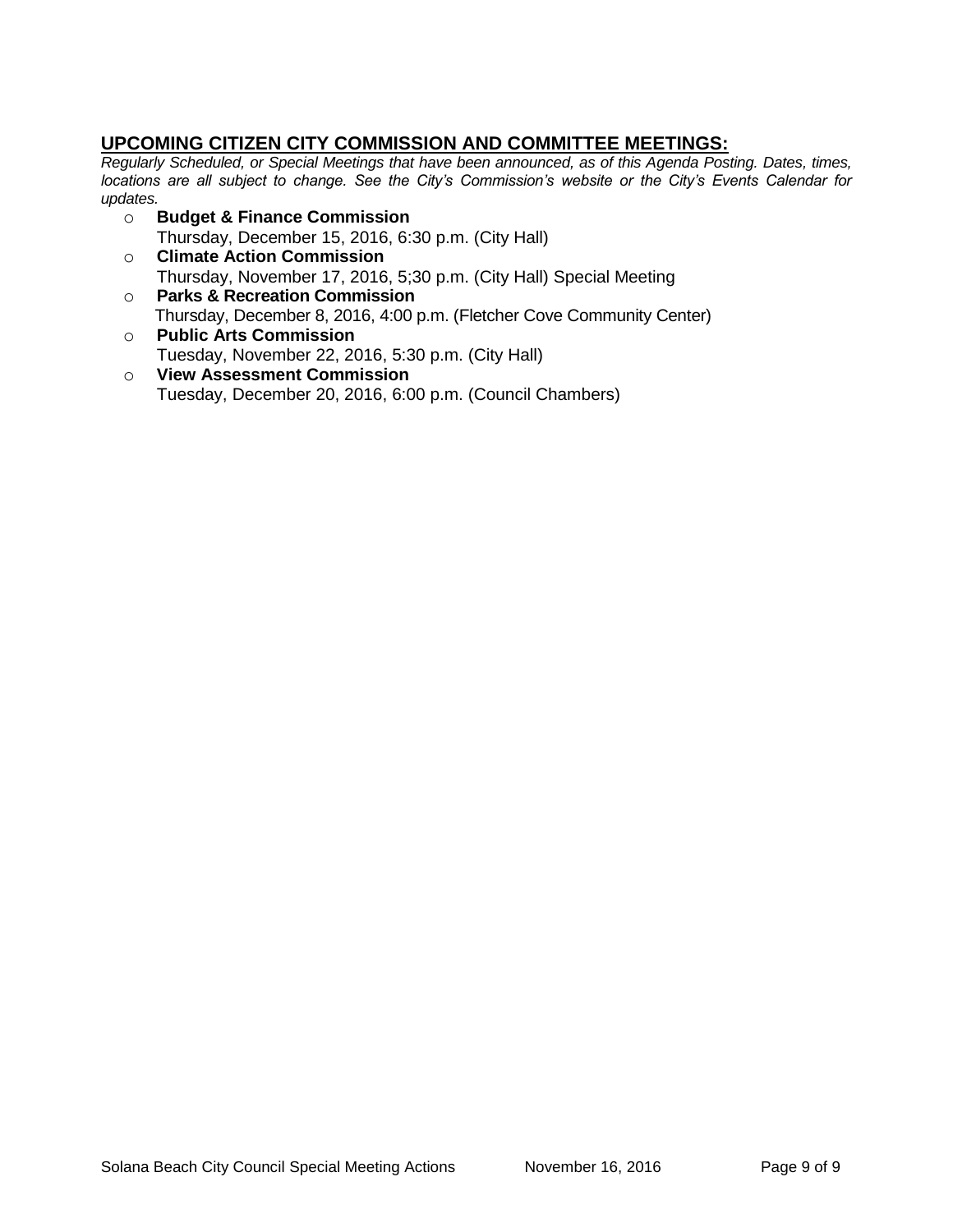## UPCOMING CITIZEN CITY COMMISSION AND COMMITTEE MEETINGS:

*Regularly Scheduled, or Special Meetings that have been announced, as of this Agenda Posting. Dates, times, locations are all subject to change. See the City's Commission's website or the City's Events Calendar for updates.*

- **Budget & Finance Commission**
  Thursday, December 15, 2016, 6:30 p.m. (City Hall)
- **Climate Action Commission**
  Thursday, November 17, 2016, 5;30 p.m. (City Hall) Special Meeting
- **Parks & Recreation Commission**
  Thursday, December 8, 2016, 4:00 p.m. (Fletcher Cove Community Center)
- **Public Arts Commission**
  Tuesday, November 22, 2016, 5:30 p.m. (City Hall)
- **View Assessment Commission**
  Tuesday, December 20, 2016, 6:00 p.m. (Council Chambers)